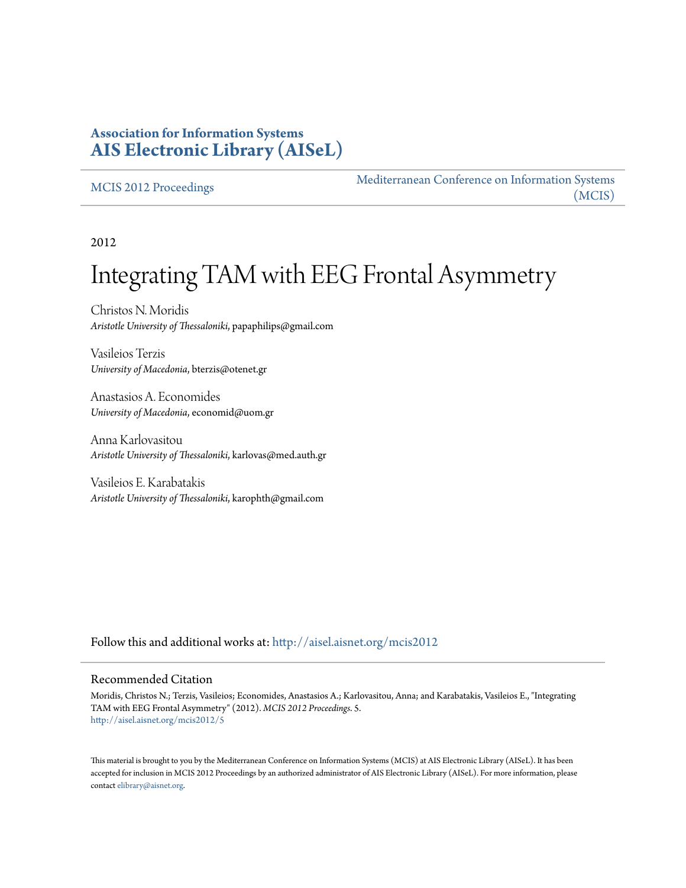**Association for Information Systems**
**AIS Electronic Library (AISeL)**

MCIS 2012 Proceedings

Mediterranean Conference on Information Systems (MCIS)

2012

# Integrating TAM with EEG Frontal Asymmetry

Christos N. Moridis
*Aristotle University of Thessaloniki*, papaphilips@gmail.com

Vasileios Terzis
*University of Macedonia*, bterzis@otenet.gr

Anastasios A. Economides
*University of Macedonia*, economid@uom.gr

Anna Karlovasitou
*Aristotle University of Thessaloniki*, karlovas@med.auth.gr

Vasileios E. Karabatakis
*Aristotle University of Thessaloniki*, karophth@gmail.com

Follow this and additional works at: http://aisel.aisnet.org/mcis2012

## Recommended Citation

Moridis, Christos N.; Terzis, Vasileios; Economides, Anastasios A.; Karlovasitou, Anna; and Karabatakis, Vasileios E., "Integrating TAM with EEG Frontal Asymmetry" (2012). *MCIS 2012 Proceedings*. 5.
http://aisel.aisnet.org/mcis2012/5

This material is brought to you by the Mediterranean Conference on Information Systems (MCIS) at AIS Electronic Library (AISeL). It has been accepted for inclusion in MCIS 2012 Proceedings by an authorized administrator of AIS Electronic Library (AISeL). For more information, please contact elibrary@aisnet.org.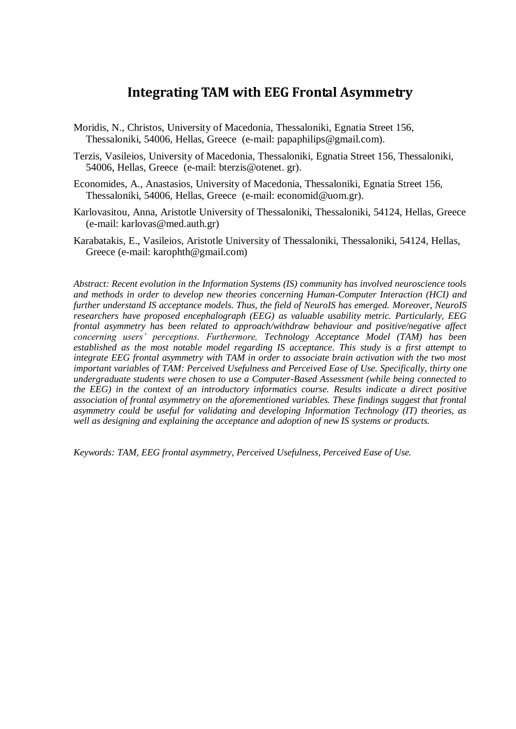# Integrating TAM with EEG Frontal Asymmetry

Moridis, N., Christos, University of Macedonia, Thessaloniki, Egnatia Street 156, Thessaloniki, 54006, Hellas, Greece (e-mail: papaphilips@gmail.com).

Terzis, Vasileios, University of Macedonia, Thessaloniki, Egnatia Street 156, Thessaloniki, 54006, Hellas, Greece (e-mail: bterzis@otenet. gr).

Economides, A., Anastasios, University of Macedonia, Thessaloniki, Egnatia Street 156, Thessaloniki, 54006, Hellas, Greece (e-mail: economid@uom.gr).

Karlovasitou, Anna, Aristotle University of Thessaloniki, Thessaloniki, 54124, Hellas, Greece (e-mail: karlovas@med.auth.gr)

Karabatakis, E., Vasileios, Aristotle University of Thessaloniki, Thessaloniki, 54124, Hellas, Greece (e-mail: karophth@gmail.com)

*Abstract: Recent evolution in the Information Systems (IS) community has involved neuroscience tools and methods in order to develop new theories concerning Human-Computer Interaction (HCI) and further understand IS acceptance models. Thus, the field of NeuroIS has emerged. Moreover, NeuroIS researchers have proposed encephalograph (EEG) as valuable usability metric. Particularly, EEG frontal asymmetry has been related to approach/withdraw behaviour and positive/negative affect concerning users' perceptions. Furthermore, Technology Acceptance Model (TAM) has been established as the most notable model regarding IS acceptance. This study is a first attempt to integrate EEG frontal asymmetry with TAM in order to associate brain activation with the two most important variables of TAM: Perceived Usefulness and Perceived Ease of Use. Specifically, thirty one undergraduate students were chosen to use a Computer-Based Assessment (while being connected to the EEG) in the context of an introductory informatics course. Results indicate a direct positive association of frontal asymmetry on the aforementioned variables. These findings suggest that frontal asymmetry could be useful for validating and developing Information Technology (IT) theories, as well as designing and explaining the acceptance and adoption of new IS systems or products.*

*Keywords: TAM, EEG frontal asymmetry, Perceived Usefulness, Perceived Ease of Use.*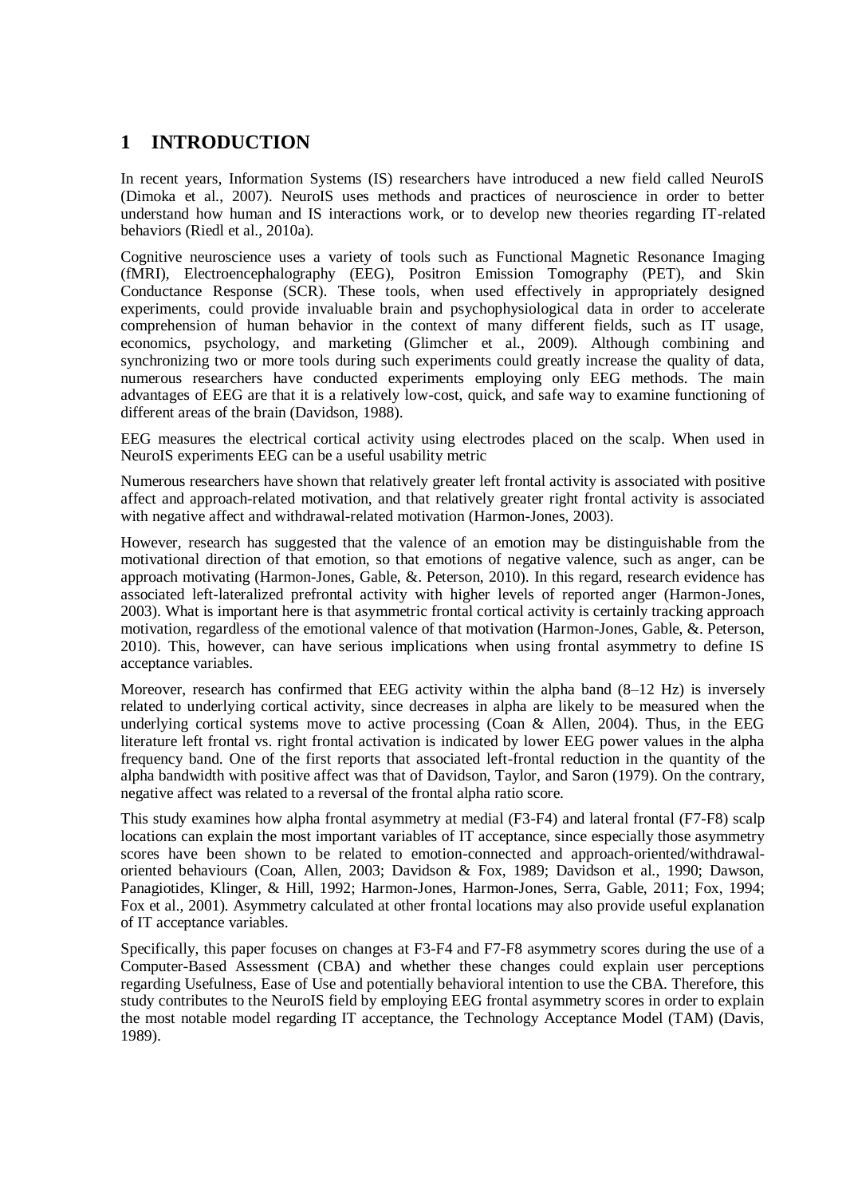# 1 INTRODUCTION

In recent years, Information Systems (IS) researchers have introduced a new field called NeuroIS (Dimoka et al., 2007). NeuroIS uses methods and practices of neuroscience in order to better understand how human and IS interactions work, or to develop new theories regarding IT-related behaviors (Riedl et al., 2010a).

Cognitive neuroscience uses a variety of tools such as Functional Magnetic Resonance Imaging (fMRI), Electroencephalography (EEG), Positron Emission Tomography (PET), and Skin Conductance Response (SCR). These tools, when used effectively in appropriately designed experiments, could provide invaluable brain and psychophysiological data in order to accelerate comprehension of human behavior in the context of many different fields, such as IT usage, economics, psychology, and marketing (Glimcher et al., 2009). Although combining and synchronizing two or more tools during such experiments could greatly increase the quality of data, numerous researchers have conducted experiments employing only EEG methods. The main advantages of EEG are that it is a relatively low-cost, quick, and safe way to examine functioning of different areas of the brain (Davidson, 1988).

EEG measures the electrical cortical activity using electrodes placed on the scalp. When used in NeuroIS experiments EEG can be a useful usability metric

Numerous researchers have shown that relatively greater left frontal activity is associated with positive affect and approach-related motivation, and that relatively greater right frontal activity is associated with negative affect and withdrawal-related motivation (Harmon-Jones, 2003).

However, research has suggested that the valence of an emotion may be distinguishable from the motivational direction of that emotion, so that emotions of negative valence, such as anger, can be approach motivating (Harmon-Jones, Gable, &. Peterson, 2010). In this regard, research evidence has associated left-lateralized prefrontal activity with higher levels of reported anger (Harmon-Jones, 2003). What is important here is that asymmetric frontal cortical activity is certainly tracking approach motivation, regardless of the emotional valence of that motivation (Harmon-Jones, Gable, &. Peterson, 2010). This, however, can have serious implications when using frontal asymmetry to define IS acceptance variables.

Moreover, research has confirmed that EEG activity within the alpha band (8–12 Hz) is inversely related to underlying cortical activity, since decreases in alpha are likely to be measured when the underlying cortical systems move to active processing (Coan & Allen, 2004). Thus, in the EEG literature left frontal vs. right frontal activation is indicated by lower EEG power values in the alpha frequency band. One of the first reports that associated left-frontal reduction in the quantity of the alpha bandwidth with positive affect was that of Davidson, Taylor, and Saron (1979). On the contrary, negative affect was related to a reversal of the frontal alpha ratio score.

This study examines how alpha frontal asymmetry at medial (F3-F4) and lateral frontal (F7-F8) scalp locations can explain the most important variables of IT acceptance, since especially those asymmetry scores have been shown to be related to emotion-connected and approach-oriented/withdrawal-oriented behaviours (Coan, Allen, 2003; Davidson & Fox, 1989; Davidson et al., 1990; Dawson, Panagiotides, Klinger, & Hill, 1992; Harmon-Jones, Harmon-Jones, Serra, Gable, 2011; Fox, 1994; Fox et al., 2001). Asymmetry calculated at other frontal locations may also provide useful explanation of IT acceptance variables.

Specifically, this paper focuses on changes at F3-F4 and F7-F8 asymmetry scores during the use of a Computer-Based Assessment (CBA) and whether these changes could explain user perceptions regarding Usefulness, Ease of Use and potentially behavioral intention to use the CBA. Therefore, this study contributes to the NeuroIS field by employing EEG frontal asymmetry scores in order to explain the most notable model regarding IT acceptance, the Technology Acceptance Model (TAM) (Davis, 1989).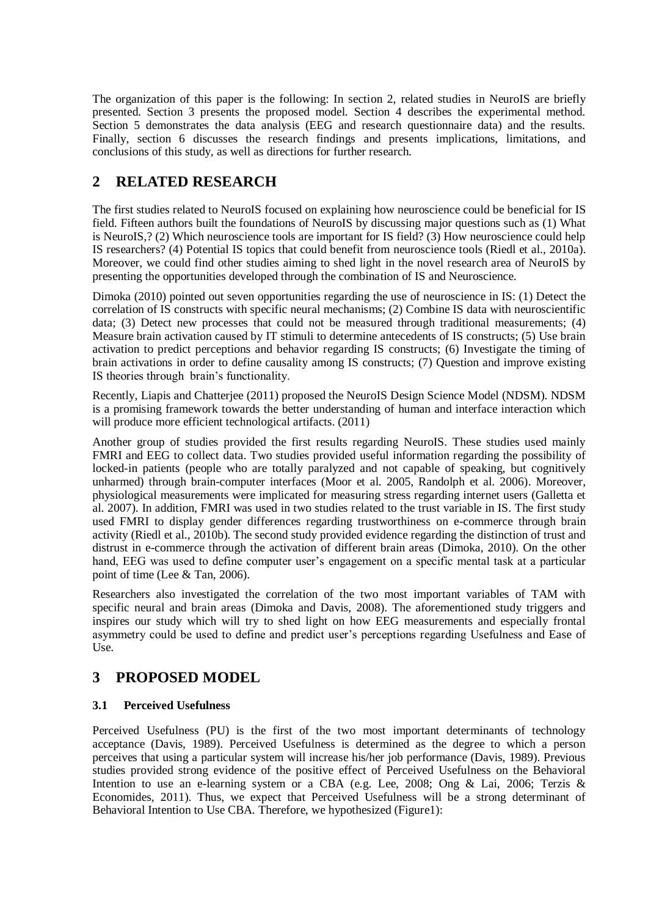The organization of this paper is the following: In section 2, related studies in NeuroIS are briefly presented. Section 3 presents the proposed model. Section 4 describes the experimental method. Section 5 demonstrates the data analysis (EEG and research questionnaire data) and the results. Finally, section 6 discusses the research findings and presents implications, limitations, and conclusions of this study, as well as directions for further research.

## 2 RELATED RESEARCH

The first studies related to NeuroIS focused on explaining how neuroscience could be beneficial for IS field. Fifteen authors built the foundations of NeuroIS by discussing major questions such as (1) What is NeuroIS,? (2) Which neuroscience tools are important for IS field? (3) How neuroscience could help IS researchers? (4) Potential IS topics that could benefit from neuroscience tools (Riedl et al., 2010a). Moreover, we could find other studies aiming to shed light in the novel research area of NeuroIS by presenting the opportunities developed through the combination of IS and Neuroscience.

Dimoka (2010) pointed out seven opportunities regarding the use of neuroscience in IS: (1) Detect the correlation of IS constructs with specific neural mechanisms; (2) Combine IS data with neuroscientific data; (3) Detect new processes that could not be measured through traditional measurements; (4) Measure brain activation caused by IT stimuli to determine antecedents of IS constructs; (5) Use brain activation to predict perceptions and behavior regarding IS constructs; (6) Investigate the timing of brain activations in order to define causality among IS constructs; (7) Question and improve existing IS theories through brain's functionality.

Recently, Liapis and Chatterjee (2011) proposed the NeuroIS Design Science Model (NDSM). NDSM is a promising framework towards the better understanding of human and interface interaction which will produce more efficient technological artifacts. (2011)

Another group of studies provided the first results regarding NeuroIS. These studies used mainly FMRI and EEG to collect data. Two studies provided useful information regarding the possibility of locked-in patients (people who are totally paralyzed and not capable of speaking, but cognitively unharmed) through brain-computer interfaces (Moor et al. 2005, Randolph et al. 2006). Moreover, physiological measurements were implicated for measuring stress regarding internet users (Galletta et al. 2007). In addition, FMRI was used in two studies related to the trust variable in IS. The first study used FMRI to display gender differences regarding trustworthiness on e-commerce through brain activity (Riedl et al., 2010b). The second study provided evidence regarding the distinction of trust and distrust in e-commerce through the activation of different brain areas (Dimoka, 2010). On the other hand, EEG was used to define computer user's engagement on a specific mental task at a particular point of time (Lee & Tan, 2006).

Researchers also investigated the correlation of the two most important variables of TAM with specific neural and brain areas (Dimoka and Davis, 2008). The aforementioned study triggers and inspires our study which will try to shed light on how EEG measurements and especially frontal asymmetry could be used to define and predict user's perceptions regarding Usefulness and Ease of Use.

## 3 PROPOSED MODEL

### 3.1 Perceived Usefulness

Perceived Usefulness (PU) is the first of the two most important determinants of technology acceptance (Davis, 1989). Perceived Usefulness is determined as the degree to which a person perceives that using a particular system will increase his/her job performance (Davis, 1989). Previous studies provided strong evidence of the positive effect of Perceived Usefulness on the Behavioral Intention to use an e-learning system or a CBA (e.g. Lee, 2008; Ong & Lai, 2006; Terzis & Economides, 2011). Thus, we expect that Perceived Usefulness will be a strong determinant of Behavioral Intention to Use CBA. Therefore, we hypothesized (Figure1):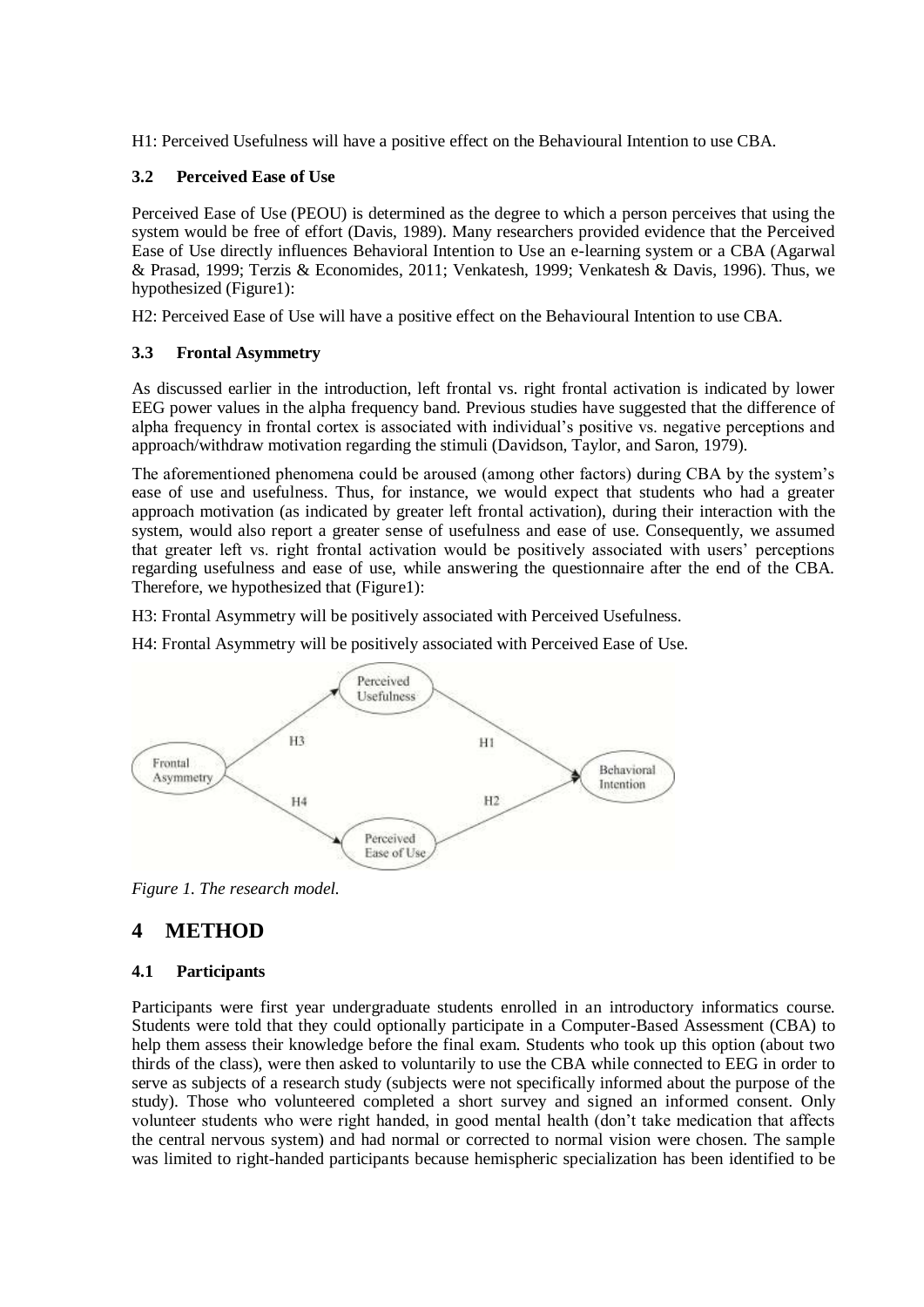H1: Perceived Usefulness will have a positive effect on the Behavioural Intention to use CBA.

### 3.2 Perceived Ease of Use

Perceived Ease of Use (PEOU) is determined as the degree to which a person perceives that using the system would be free of effort (Davis, 1989). Many researchers provided evidence that the Perceived Ease of Use directly influences Behavioral Intention to Use an e-learning system or a CBA (Agarwal & Prasad, 1999; Terzis & Economides, 2011; Venkatesh, 1999; Venkatesh & Davis, 1996). Thus, we hypothesized (Figure1):

H2: Perceived Ease of Use will have a positive effect on the Behavioural Intention to use CBA.

### 3.3 Frontal Asymmetry

As discussed earlier in the introduction, left frontal vs. right frontal activation is indicated by lower EEG power values in the alpha frequency band. Previous studies have suggested that the difference of alpha frequency in frontal cortex is associated with individual's positive vs. negative perceptions and approach/withdraw motivation regarding the stimuli (Davidson, Taylor, and Saron, 1979).

The aforementioned phenomena could be aroused (among other factors) during CBA by the system's ease of use and usefulness. Thus, for instance, we would expect that students who had a greater approach motivation (as indicated by greater left frontal activation), during their interaction with the system, would also report a greater sense of usefulness and ease of use. Consequently, we assumed that greater left vs. right frontal activation would be positively associated with users' perceptions regarding usefulness and ease of use, while answering the questionnaire after the end of the CBA. Therefore, we hypothesized that (Figure1):

H3: Frontal Asymmetry will be positively associated with Perceived Usefulness.

H4: Frontal Asymmetry will be positively associated with Perceived Ease of Use.

*Figure 1. The research model.*

## 4 METHOD

### 4.1 Participants

Participants were first year undergraduate students enrolled in an introductory informatics course. Students were told that they could optionally participate in a Computer-Based Assessment (CBA) to help them assess their knowledge before the final exam. Students who took up this option (about two thirds of the class), were then asked to voluntarily to use the CBA while connected to EEG in order to serve as subjects of a research study (subjects were not specifically informed about the purpose of the study). Those who volunteered completed a short survey and signed an informed consent. Only volunteer students who were right handed, in good mental health (don't take medication that affects the central nervous system) and had normal or corrected to normal vision were chosen. The sample was limited to right-handed participants because hemispheric specialization has been identified to be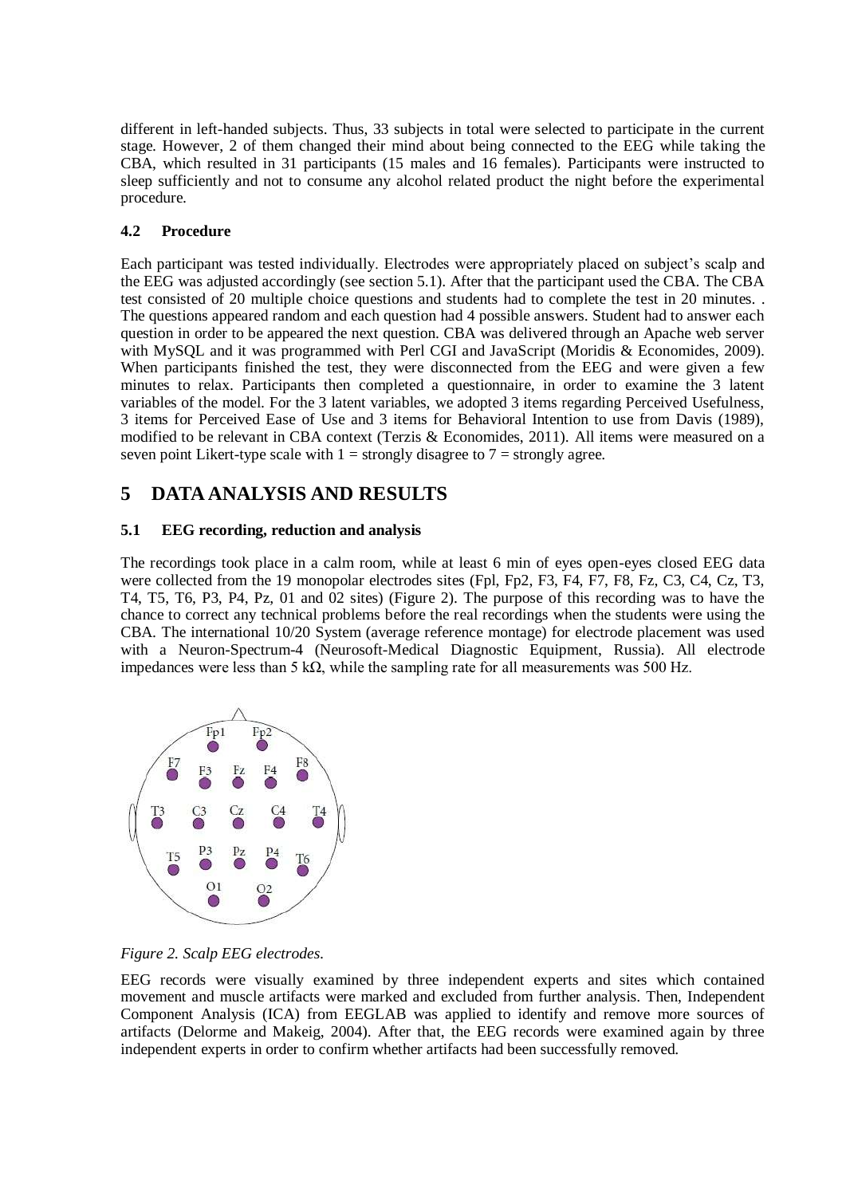different in left-handed subjects. Thus, 33 subjects in total were selected to participate in the current stage. However, 2 of them changed their mind about being connected to the EEG while taking the CBA, which resulted in 31 participants (15 males and 16 females). Participants were instructed to sleep sufficiently and not to consume any alcohol related product the night before the experimental procedure.

### 4.2 Procedure

Each participant was tested individually. Electrodes were appropriately placed on subject's scalp and the EEG was adjusted accordingly (see section 5.1). After that the participant used the CBA. The CBA test consisted of 20 multiple choice questions and students had to complete the test in 20 minutes. . The questions appeared random and each question had 4 possible answers. Student had to answer each question in order to be appeared the next question. CBA was delivered through an Apache web server with MySQL and it was programmed with Perl CGI and JavaScript (Moridis & Economides, 2009). When participants finished the test, they were disconnected from the EEG and were given a few minutes to relax. Participants then completed a questionnaire, in order to examine the 3 latent variables of the model. For the 3 latent variables, we adopted 3 items regarding Perceived Usefulness, 3 items for Perceived Ease of Use and 3 items for Behavioral Intention to use from Davis (1989), modified to be relevant in CBA context (Terzis & Economides, 2011). All items were measured on a seven point Likert-type scale with 1 = strongly disagree to 7 = strongly agree.

## 5 DATA ANALYSIS AND RESULTS

### 5.1 EEG recording, reduction and analysis

The recordings took place in a calm room, while at least 6 min of eyes open-eyes closed EEG data were collected from the 19 monopolar electrodes sites (Fpl, Fp2, F3, F4, F7, F8, Fz, C3, C4, Cz, T3, T4, T5, T6, P3, P4, Pz, 01 and 02 sites) (Figure 2). The purpose of this recording was to have the chance to correct any technical problems before the real recordings when the students were using the CBA. The international 10/20 System (average reference montage) for electrode placement was used with a Neuron-Spectrum-4 (Neurosoft-Medical Diagnostic Equipment, Russia). All electrode impedances were less than 5 kΩ, while the sampling rate for all measurements was 500 Hz.

*Figure 2. Scalp EEG electrodes.*

EEG records were visually examined by three independent experts and sites which contained movement and muscle artifacts were marked and excluded from further analysis. Then, Independent Component Analysis (ICA) from EEGLAB was applied to identify and remove more sources of artifacts (Delorme and Makeig, 2004). After that, the EEG records were examined again by three independent experts in order to confirm whether artifacts had been successfully removed.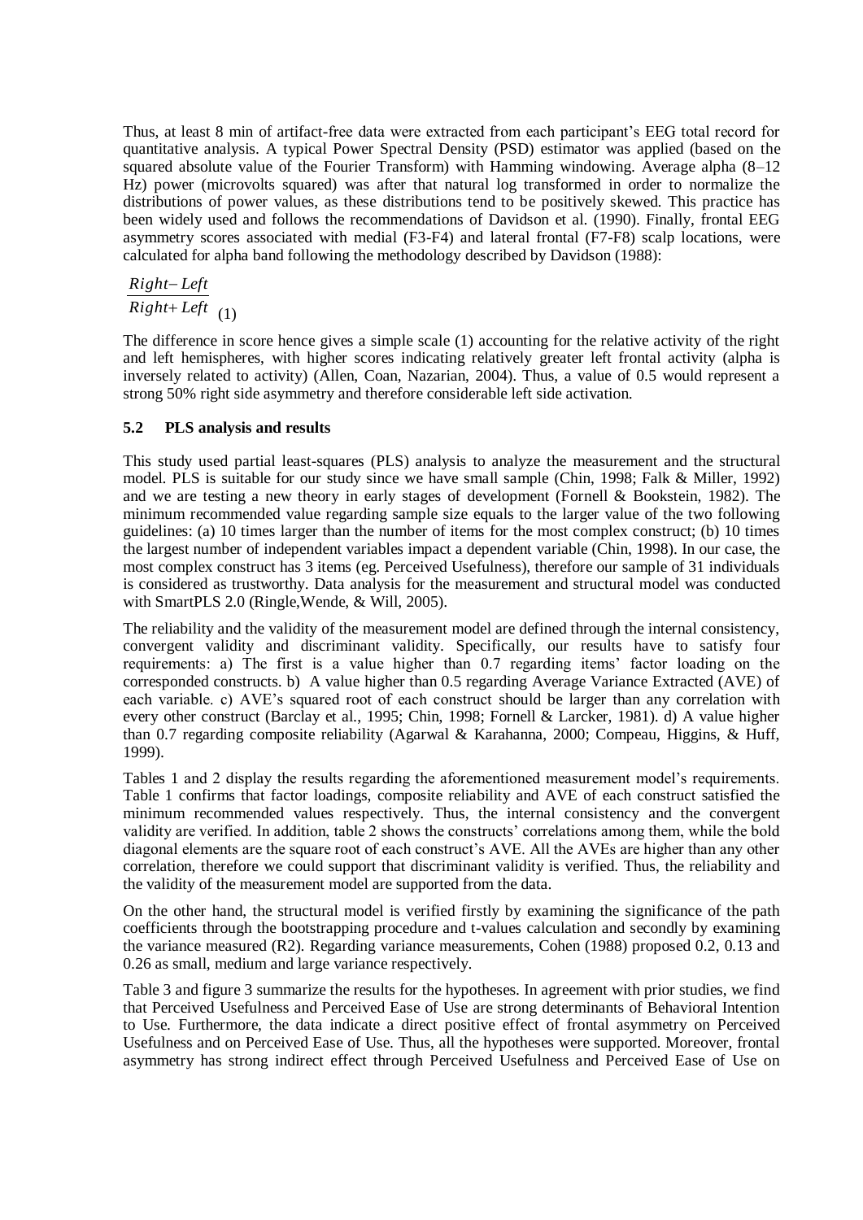Thus, at least 8 min of artifact-free data were extracted from each participant's EEG total record for quantitative analysis. A typical Power Spectral Density (PSD) estimator was applied (based on the squared absolute value of the Fourier Transform) with Hamming windowing. Average alpha (8–12 Hz) power (microvolts squared) was after that natural log transformed in order to normalize the distributions of power values, as these distributions tend to be positively skewed. This practice has been widely used and follows the recommendations of Davidson et al. (1990). Finally, frontal EEG asymmetry scores associated with medial (F3-F4) and lateral frontal (F7-F8) scalp locations, were calculated for alpha band following the methodology described by Davidson (1988):

$$\frac{Right - Left}{Right + Left} \quad (1)$$

The difference in score hence gives a simple scale (1) accounting for the relative activity of the right and left hemispheres, with higher scores indicating relatively greater left frontal activity (alpha is inversely related to activity) (Allen, Coan, Nazarian, 2004). Thus, a value of 0.5 would represent a strong 50% right side asymmetry and therefore considerable left side activation.

### 5.2 PLS analysis and results

This study used partial least-squares (PLS) analysis to analyze the measurement and the structural model. PLS is suitable for our study since we have small sample (Chin, 1998; Falk & Miller, 1992) and we are testing a new theory in early stages of development (Fornell & Bookstein, 1982). The minimum recommended value regarding sample size equals to the larger value of the two following guidelines: (a) 10 times larger than the number of items for the most complex construct; (b) 10 times the largest number of independent variables impact a dependent variable (Chin, 1998). In our case, the most complex construct has 3 items (eg. Perceived Usefulness), therefore our sample of 31 individuals is considered as trustworthy. Data analysis for the measurement and structural model was conducted with SmartPLS 2.0 (Ringle,Wende, & Will, 2005).

The reliability and the validity of the measurement model are defined through the internal consistency, convergent validity and discriminant validity. Specifically, our results have to satisfy four requirements: a) The first is a value higher than 0.7 regarding items' factor loading on the corresponded constructs. b) A value higher than 0.5 regarding Average Variance Extracted (AVE) of each variable. c) AVE's squared root of each construct should be larger than any correlation with every other construct (Barclay et al., 1995; Chin, 1998; Fornell & Larcker, 1981). d) A value higher than 0.7 regarding composite reliability (Agarwal & Karahanna, 2000; Compeau, Higgins, & Huff, 1999).

Tables 1 and 2 display the results regarding the aforementioned measurement model's requirements. Table 1 confirms that factor loadings, composite reliability and AVE of each construct satisfied the minimum recommended values respectively. Thus, the internal consistency and the convergent validity are verified. In addition, table 2 shows the constructs' correlations among them, while the bold diagonal elements are the square root of each construct's AVE. All the AVEs are higher than any other correlation, therefore we could support that discriminant validity is verified. Thus, the reliability and the validity of the measurement model are supported from the data.

On the other hand, the structural model is verified firstly by examining the significance of the path coefficients through the bootstrapping procedure and t-values calculation and secondly by examining the variance measured (R2). Regarding variance measurements, Cohen (1988) proposed 0.2, 0.13 and 0.26 as small, medium and large variance respectively.

Table 3 and figure 3 summarize the results for the hypotheses. In agreement with prior studies, we find that Perceived Usefulness and Perceived Ease of Use are strong determinants of Behavioral Intention to Use. Furthermore, the data indicate a direct positive effect of frontal asymmetry on Perceived Usefulness and on Perceived Ease of Use. Thus, all the hypotheses were supported. Moreover, frontal asymmetry has strong indirect effect through Perceived Usefulness and Perceived Ease of Use on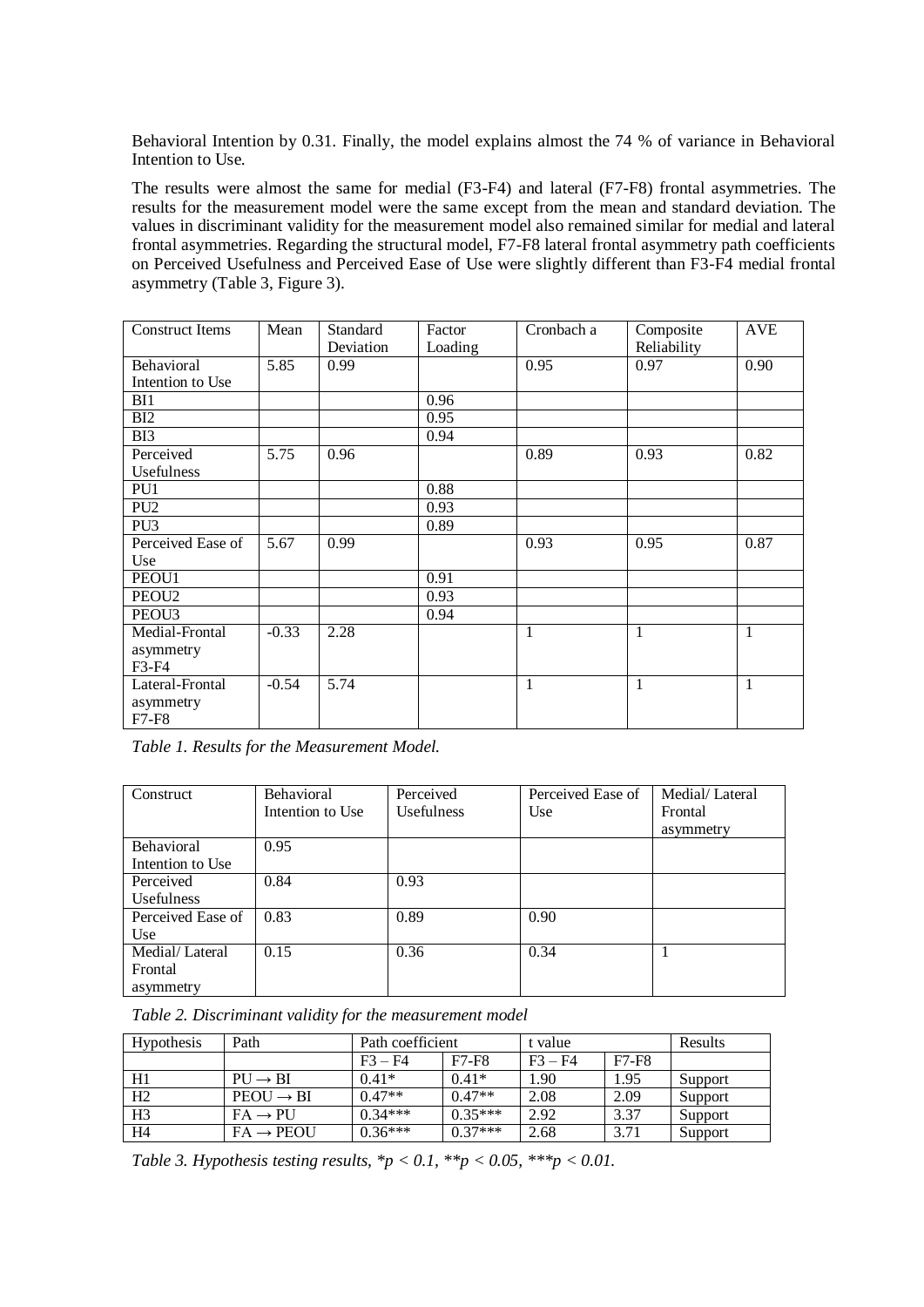Behavioral Intention by 0.31. Finally, the model explains almost the 74 % of variance in Behavioral Intention to Use.

The results were almost the same for medial (F3-F4) and lateral (F7-F8) frontal asymmetries. The results for the measurement model were the same except from the mean and standard deviation. The values in discriminant validity for the measurement model also remained similar for medial and lateral frontal asymmetries. Regarding the structural model, F7-F8 lateral frontal asymmetry path coefficients on Perceived Usefulness and Perceived Ease of Use were slightly different than F3-F4 medial frontal asymmetry (Table 3, Figure 3).

| Construct Items | Mean | Standard Deviation | Factor Loading | Cronbach a | Composite Reliability | AVE |
|---|---|---|---|---|---|---|
| Behavioral Intention to Use | 5.85 | 0.99 | | 0.95 | 0.97 | 0.90 |
| BI1 | | | 0.96 | | | |
| BI2 | | | 0.95 | | | |
| BI3 | | | 0.94 | | | |
| Perceived Usefulness | 5.75 | 0.96 | | 0.89 | 0.93 | 0.82 |
| PU1 | | | 0.88 | | | |
| PU2 | | | 0.93 | | | |
| PU3 | | | 0.89 | | | |
| Perceived Ease of Use | 5.67 | 0.99 | | 0.93 | 0.95 | 0.87 |
| PEOU1 | | | 0.91 | | | |
| PEOU2 | | | 0.93 | | | |
| PEOU3 | | | 0.94 | | | |
| Medial-Frontal asymmetry F3-F4 | -0.33 | 2.28 | | 1 | 1 | 1 |
| Lateral-Frontal asymmetry F7-F8 | -0.54 | 5.74 | | 1 | 1 | 1 |

*Table 1. Results for the Measurement Model.*

| Construct | Behavioral Intention to Use | Perceived Usefulness | Perceived Ease of Use | Medial/ Lateral Frontal asymmetry |
|---|---|---|---|---|
| Behavioral Intention to Use | 0.95 | | | |
| Perceived Usefulness | 0.84 | 0.93 | | |
| Perceived Ease of Use | 0.83 | 0.89 | 0.90 | |
| Medial/ Lateral Frontal asymmetry | 0.15 | 0.36 | 0.34 | 1 |

*Table 2. Discriminant validity for the measurement model*

| Hypothesis | Path | Path coefficient | | t value | | Results |
|---|---|---|---|---|---|---|
| | | F3 – F4 | F7-F8 | F3 – F4 | F7-F8 | |
| H1 | PU → BI | 0.41* | 0.41* | 1.90 | 1.95 | Support |
| H2 | PEOU → BI | 0.47** | 0.47** | 2.08 | 2.09 | Support |
| H3 | FA → PU | 0.34*** | 0.35*** | 2.92 | 3.37 | Support |
| H4 | FA → PEOU | 0.36*** | 0.37*** | 2.68 | 3.71 | Support |

*Table 3. Hypothesis testing results, *$p < 0.1$, **$p < 0.05$, ***$p < 0.01$.*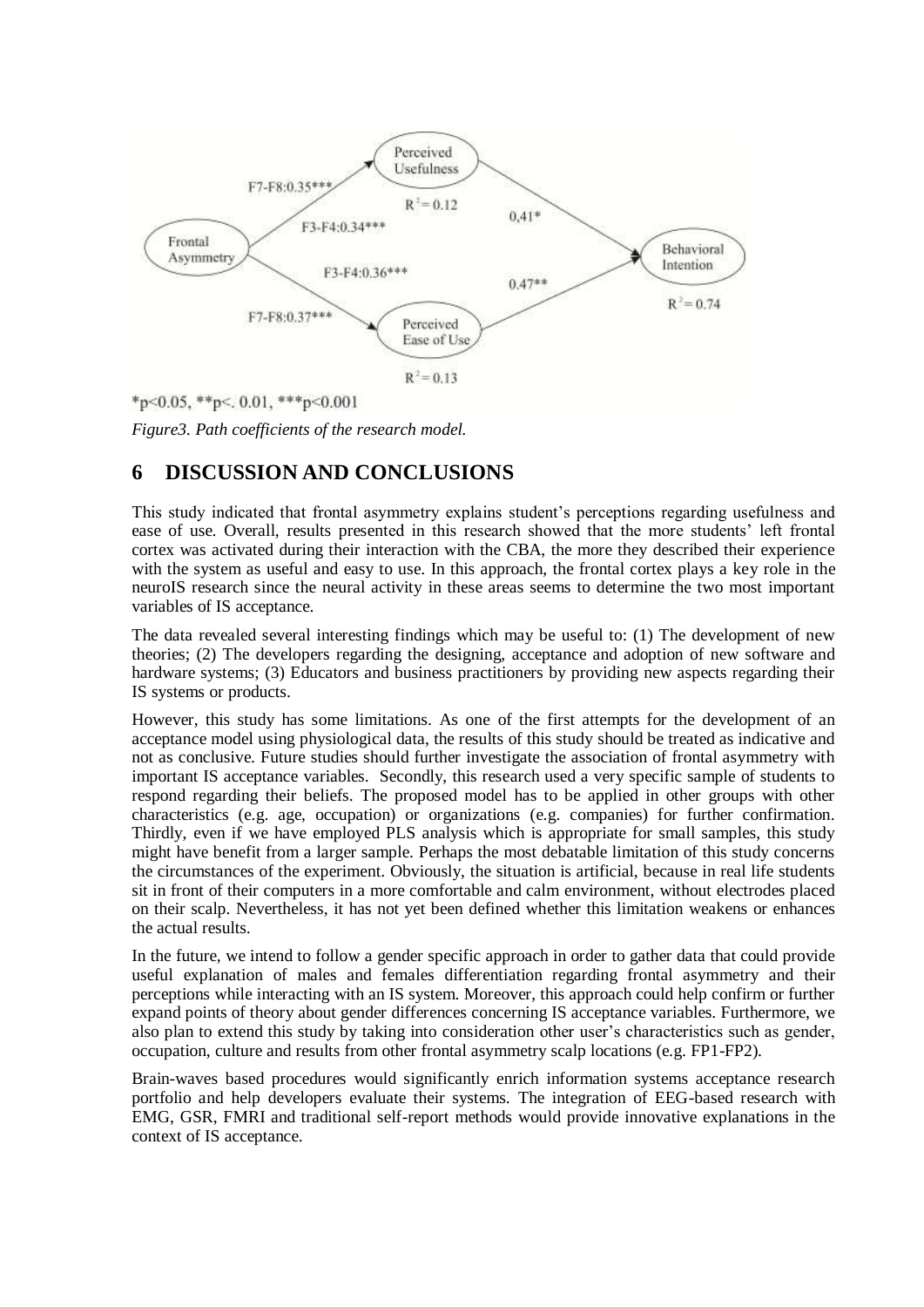*p<0.05, **p<. 0.01, ***p<0.001

*Figure3. Path coefficients of the research model.*

## 6 DISCUSSION AND CONCLUSIONS

This study indicated that frontal asymmetry explains student's perceptions regarding usefulness and ease of use. Overall, results presented in this research showed that the more students' left frontal cortex was activated during their interaction with the CBA, the more they described their experience with the system as useful and easy to use. In this approach, the frontal cortex plays a key role in the neuroIS research since the neural activity in these areas seems to determine the two most important variables of IS acceptance.

The data revealed several interesting findings which may be useful to: (1) The development of new theories; (2) The developers regarding the designing, acceptance and adoption of new software and hardware systems; (3) Educators and business practitioners by providing new aspects regarding their IS systems or products.

However, this study has some limitations. As one of the first attempts for the development of an acceptance model using physiological data, the results of this study should be treated as indicative and not as conclusive. Future studies should further investigate the association of frontal asymmetry with important IS acceptance variables. Secondly, this research used a very specific sample of students to respond regarding their beliefs. The proposed model has to be applied in other groups with other characteristics (e.g. age, occupation) or organizations (e.g. companies) for further confirmation. Thirdly, even if we have employed PLS analysis which is appropriate for small samples, this study might have benefit from a larger sample. Perhaps the most debatable limitation of this study concerns the circumstances of the experiment. Obviously, the situation is artificial, because in real life students sit in front of their computers in a more comfortable and calm environment, without electrodes placed on their scalp. Nevertheless, it has not yet been defined whether this limitation weakens or enhances the actual results.

In the future, we intend to follow a gender specific approach in order to gather data that could provide useful explanation of males and females differentiation regarding frontal asymmetry and their perceptions while interacting with an IS system. Moreover, this approach could help confirm or further expand points of theory about gender differences concerning IS acceptance variables. Furthermore, we also plan to extend this study by taking into consideration other user's characteristics such as gender, occupation, culture and results from other frontal asymmetry scalp locations (e.g. FP1-FP2).

Brain-waves based procedures would significantly enrich information systems acceptance research portfolio and help developers evaluate their systems. The integration of EEG-based research with EMG, GSR, FMRI and traditional self-report methods would provide innovative explanations in the context of IS acceptance.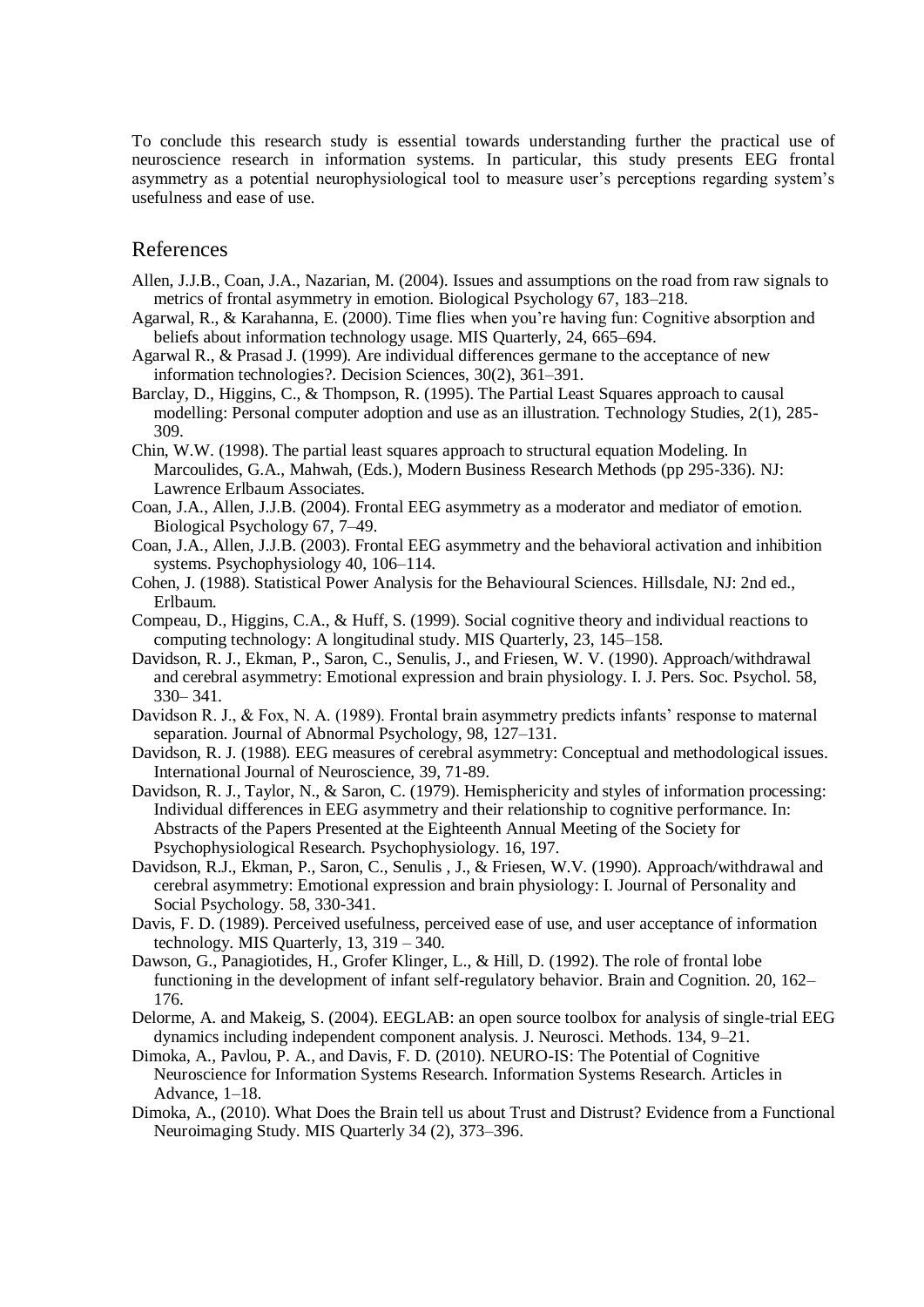To conclude this research study is essential towards understanding further the practical use of neuroscience research in information systems. In particular, this study presents EEG frontal asymmetry as a potential neurophysiological tool to measure user's perceptions regarding system's usefulness and ease of use.

## References

Allen, J.J.B., Coan, J.A., Nazarian, M. (2004). Issues and assumptions on the road from raw signals to metrics of frontal asymmetry in emotion. Biological Psychology 67, 183–218.

Agarwal, R., & Karahanna, E. (2000). Time flies when you're having fun: Cognitive absorption and beliefs about information technology usage. MIS Quarterly, 24, 665–694.

Agarwal R., & Prasad J. (1999). Are individual differences germane to the acceptance of new information technologies?. Decision Sciences, 30(2), 361–391.

Barclay, D., Higgins, C., & Thompson, R. (1995). The Partial Least Squares approach to causal modelling: Personal computer adoption and use as an illustration. Technology Studies, 2(1), 285-309.

Chin, W.W. (1998). The partial least squares approach to structural equation Modeling. In Marcoulides, G.A., Mahwah, (Eds.), Modern Business Research Methods (pp 295-336). NJ: Lawrence Erlbaum Associates.

Coan, J.A., Allen, J.J.B. (2004). Frontal EEG asymmetry as a moderator and mediator of emotion. Biological Psychology 67, 7–49.

Coan, J.A., Allen, J.J.B. (2003). Frontal EEG asymmetry and the behavioral activation and inhibition systems. Psychophysiology 40, 106–114.

Cohen, J. (1988). Statistical Power Analysis for the Behavioural Sciences. Hillsdale, NJ: 2nd ed., Erlbaum.

Compeau, D., Higgins, C.A., & Huff, S. (1999). Social cognitive theory and individual reactions to computing technology: A longitudinal study. MIS Quarterly, 23, 145–158.

Davidson, R. J., Ekman, P., Saron, C., Senulis, J., and Friesen, W. V. (1990). Approach/withdrawal and cerebral asymmetry: Emotional expression and brain physiology. I. J. Pers. Soc. Psychol. 58, 330– 341.

Davidson R. J., & Fox, N. A. (1989). Frontal brain asymmetry predicts infants' response to maternal separation. Journal of Abnormal Psychology, 98, 127–131.

Davidson, R. J. (1988). EEG measures of cerebral asymmetry: Conceptual and methodological issues. International Journal of Neuroscience, 39, 71-89.

Davidson, R. J., Taylor, N., & Saron, C. (1979). Hemisphericity and styles of information processing: Individual differences in EEG asymmetry and their relationship to cognitive performance. In: Abstracts of the Papers Presented at the Eighteenth Annual Meeting of the Society for Psychophysiological Research. Psychophysiology. 16, 197.

Davidson, R.J., Ekman, P., Saron, C., Senulis , J., & Friesen, W.V. (1990). Approach/withdrawal and cerebral asymmetry: Emotional expression and brain physiology: I. Journal of Personality and Social Psychology. 58, 330-341.

Davis, F. D. (1989). Perceived usefulness, perceived ease of use, and user acceptance of information technology. MIS Quarterly, 13, 319 – 340.

Dawson, G., Panagiotides, H., Grofer Klinger, L., & Hill, D. (1992). The role of frontal lobe functioning in the development of infant self-regulatory behavior. Brain and Cognition. 20, 162–176.

Delorme, A. and Makeig, S. (2004). EEGLAB: an open source toolbox for analysis of single-trial EEG dynamics including independent component analysis. J. Neurosci. Methods. 134, 9–21.

Dimoka, A., Pavlou, P. A., and Davis, F. D. (2010). NEURO-IS: The Potential of Cognitive Neuroscience for Information Systems Research. Information Systems Research. Articles in Advance, 1–18.

Dimoka, A., (2010). What Does the Brain tell us about Trust and Distrust? Evidence from a Functional Neuroimaging Study. MIS Quarterly 34 (2), 373–396.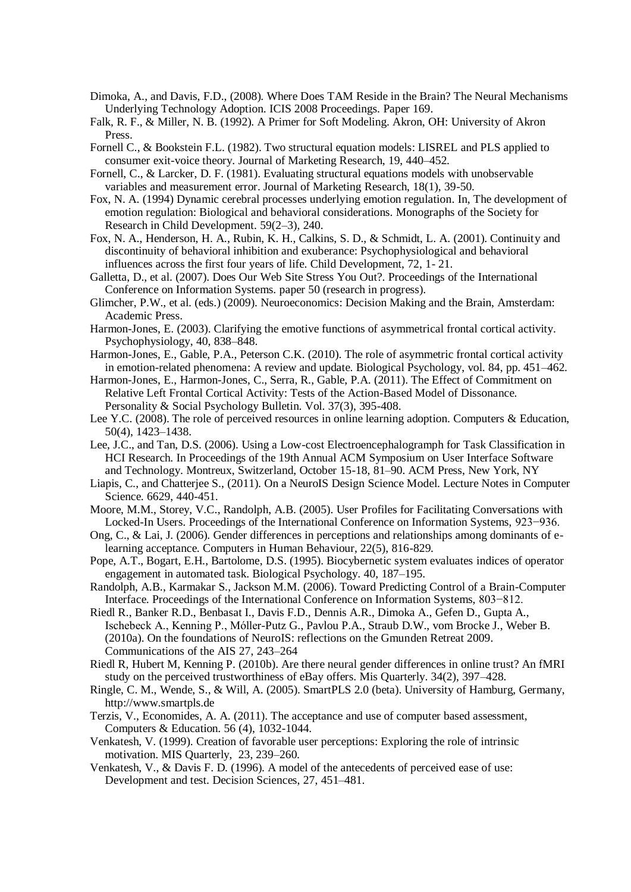Dimoka, A., and Davis, F.D., (2008). Where Does TAM Reside in the Brain? The Neural Mechanisms Underlying Technology Adoption. ICIS 2008 Proceedings. Paper 169.

Falk, R. F., & Miller, N. B. (1992). A Primer for Soft Modeling. Akron, OH: University of Akron Press.

Fornell C., & Bookstein F.L. (1982). Two structural equation models: LISREL and PLS applied to consumer exit-voice theory. Journal of Marketing Research, 19, 440–452.

Fornell, C., & Larcker, D. F. (1981). Evaluating structural equations models with unobservable variables and measurement error. Journal of Marketing Research, 18(1), 39-50.

Fox, N. A. (1994) Dynamic cerebral processes underlying emotion regulation. In, The development of emotion regulation: Biological and behavioral considerations. Monographs of the Society for Research in Child Development. 59(2–3), 240.

Fox, N. A., Henderson, H. A., Rubin, K. H., Calkins, S. D., & Schmidt, L. A. (2001). Continuity and discontinuity of behavioral inhibition and exuberance: Psychophysiological and behavioral influences across the first four years of life. Child Development, 72, 1- 21.

Galletta, D., et al. (2007). Does Our Web Site Stress You Out?. Proceedings of the International Conference on Information Systems. paper 50 (research in progress).

Glimcher, P.W., et al. (eds.) (2009). Neuroeconomics: Decision Making and the Brain, Amsterdam: Academic Press.

Harmon-Jones, E. (2003). Clarifying the emotive functions of asymmetrical frontal cortical activity. Psychophysiology, 40, 838–848.

Harmon-Jones, E., Gable, P.A., Peterson C.K. (2010). The role of asymmetric frontal cortical activity in emotion-related phenomena: A review and update. Biological Psychology, vol. 84, pp. 451–462.

Harmon-Jones, E., Harmon-Jones, C., Serra, R., Gable, P.A. (2011). The Effect of Commitment on Relative Left Frontal Cortical Activity: Tests of the Action-Based Model of Dissonance. Personality & Social Psychology Bulletin. Vol. 37(3), 395-408.

Lee Y.C. (2008). The role of perceived resources in online learning adoption. Computers & Education, 50(4), 1423–1438.

Lee, J.C., and Tan, D.S. (2006). Using a Low-cost Electroencephalogramph for Task Classification in HCI Research. In Proceedings of the 19th Annual ACM Symposium on User Interface Software and Technology. Montreux, Switzerland, October 15-18, 81–90. ACM Press, New York, NY

Liapis, C., and Chatterjee S., (2011). On a NeuroIS Design Science Model. Lecture Notes in Computer Science. 6629, 440-451.

Moore, M.M., Storey, V.C., Randolph, A.B. (2005). User Profiles for Facilitating Conversations with Locked-In Users. Proceedings of the International Conference on Information Systems, 923−936.

Ong, C., & Lai, J. (2006). Gender differences in perceptions and relationships among dominants of e-learning acceptance. Computers in Human Behaviour, 22(5), 816-829.

Pope, A.T., Bogart, E.H., Bartolome, D.S. (1995). Biocybernetic system evaluates indices of operator engagement in automated task. Biological Psychology. 40, 187–195.

Randolph, A.B., Karmakar S., Jackson M.M. (2006). Toward Predicting Control of a Brain-Computer Interface. Proceedings of the International Conference on Information Systems, 803−812.

Riedl R., Banker R.D., Benbasat I., Davis F.D., Dennis A.R., Dimoka A., Gefen D., Gupta A., Ischebeck A., Kenning P., Móller-Putz G., Pavlou P.A., Straub D.W., vom Brocke J., Weber B. (2010a). On the foundations of NeuroIS: reflections on the Gmunden Retreat 2009. Communications of the AIS 27, 243–264

Riedl R, Hubert M, Kenning P. (2010b). Are there neural gender differences in online trust? An fMRI study on the perceived trustworthiness of eBay offers. Mis Quarterly. 34(2), 397–428.

Ringle, C. M., Wende, S., & Will, A. (2005). SmartPLS 2.0 (beta). University of Hamburg, Germany, http://www.smartpls.de

Terzis, V., Economides, A. A. (2011). The acceptance and use of computer based assessment, Computers & Education. 56 (4), 1032-1044.

Venkatesh, V. (1999). Creation of favorable user perceptions: Exploring the role of intrinsic motivation. MIS Quarterly, 23, 239–260.

Venkatesh, V., & Davis F. D. (1996). A model of the antecedents of perceived ease of use: Development and test. Decision Sciences, 27, 451–481.